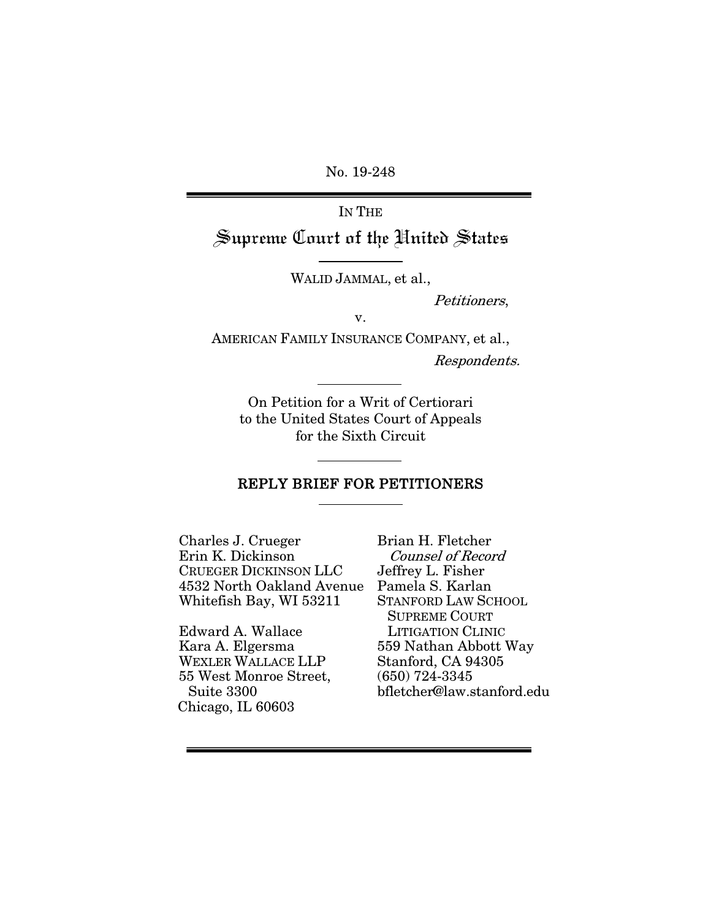No. 19-248

IN THE

# Supreme Court of the United States

WALID JAMMAL, et al.,

*Petitioners*,

v.

AMERICAN FAMILY INSURANCE COMPANY, et al.,

*Respondents.*

On Petition for a Writ of Certiorari
to the United States Court of Appeals
for the Sixth Circuit

## REPLY BRIEF FOR PETITIONERS

Charles J. Crueger
Erin K. Dickinson
CRUEGER DICKINSON LLC
4532 North Oakland Avenue
Whitefish Bay, WI 53211

Edward A. Wallace
Kara A. Elgersma
WEXLER WALLACE LLP
55 West Monroe Street,
Suite 3300
Chicago, IL 60603

Brian H. Fletcher
*Counsel of Record*
Jeffrey L. Fisher
Pamela S. Karlan
STANFORD LAW SCHOOL
SUPREME COURT
LITIGATION CLINIC
559 Nathan Abbott Way
Stanford, CA 94305
(650) 724-3345
bfletcher@law.stanford.edu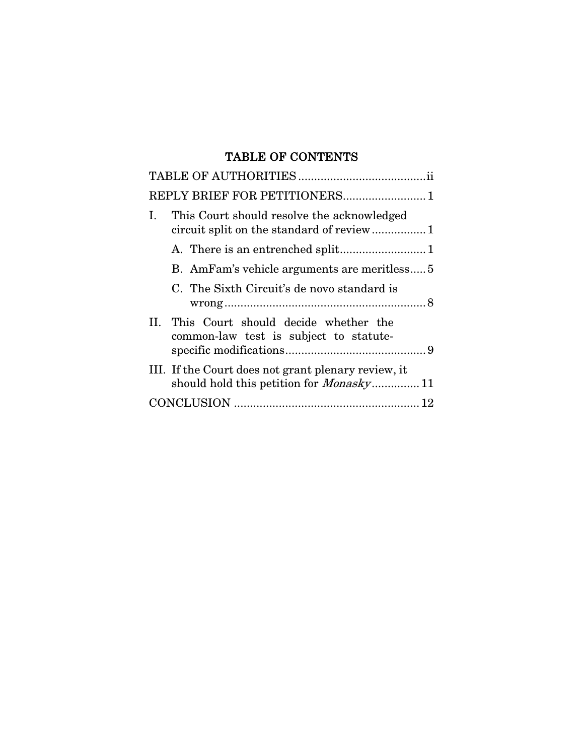## TABLE OF CONTENTS

| | |
|---|---|
| TABLE OF AUTHORITIES | ii |
| REPLY BRIEF FOR PETITIONERS | 1 |
| I. This Court should resolve the acknowledged circuit split on the standard of review | 1 |
| A. There is an entrenched split | 1 |
| B. AmFam's vehicle arguments are meritless | 5 |
| C. The Sixth Circuit's de novo standard is wrong | 8 |
| II. This Court should decide whether the common-law test is subject to statute-specific modifications | 9 |
| III. If the Court does not grant plenary review, it should hold this petition for *Monasky* | 11 |
| CONCLUSION | 12 |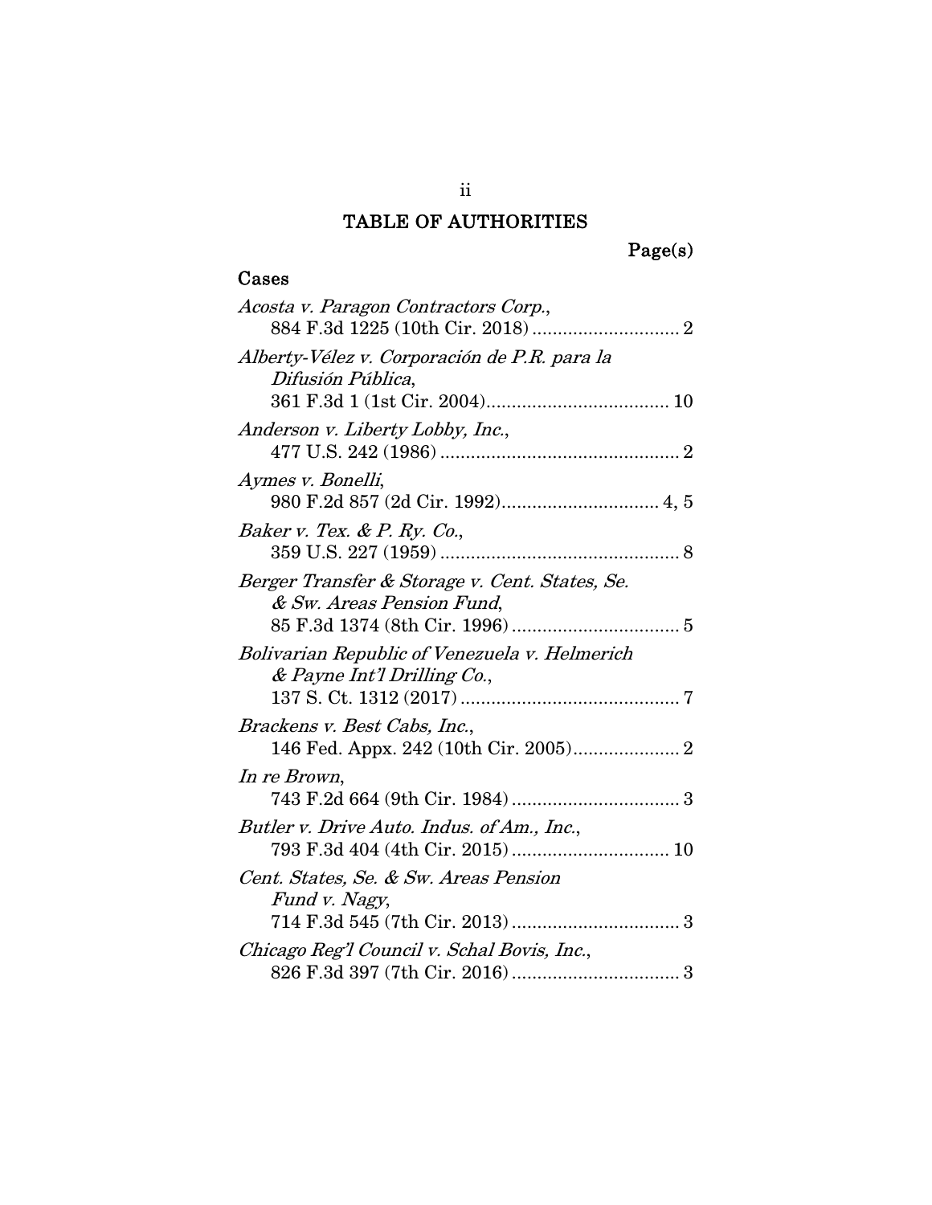## TABLE OF AUTHORITIES

Page(s)

### Cases

*Acosta v. Paragon Contractors Corp.*,
884 F.3d 1225 (10th Cir. 2018) ............................ 2

*Alberty-Vélez v. Corporación de P.R. para la Difusión Pública*,
361 F.3d 1 (1st Cir. 2004).................................... 10

*Anderson v. Liberty Lobby, Inc.*,
477 U.S. 242 (1986) ............................................... 2

*Aymes v. Bonelli*,
980 F.2d 857 (2d Cir. 1992)............................... 4, 5

*Baker v. Tex. & P. Ry. Co.*,
359 U.S. 227 (1959) ............................................... 8

*Berger Transfer & Storage v. Cent. States, Se. & Sw. Areas Pension Fund*,
85 F.3d 1374 (8th Cir. 1996) ................................ 5

*Bolivarian Republic of Venezuela v. Helmerich & Payne Int'l Drilling Co.*,
137 S. Ct. 1312 (2017) ........................................... 7

*Brackens v. Best Cabs, Inc.*,
146 Fed. Appx. 242 (10th Cir. 2005)..................... 2

*In re Brown*,
743 F.2d 664 (9th Cir. 1984) ................................ 3

*Butler v. Drive Auto. Indus. of Am., Inc.*,
793 F.3d 404 (4th Cir. 2015) .............................. 10

*Cent. States, Se. & Sw. Areas Pension Fund v. Nagy*,
714 F.3d 545 (7th Cir. 2013) ................................ 3

*Chicago Reg'l Council v. Schal Bovis, Inc.*,
826 F.3d 397 (7th Cir. 2016) ................................ 3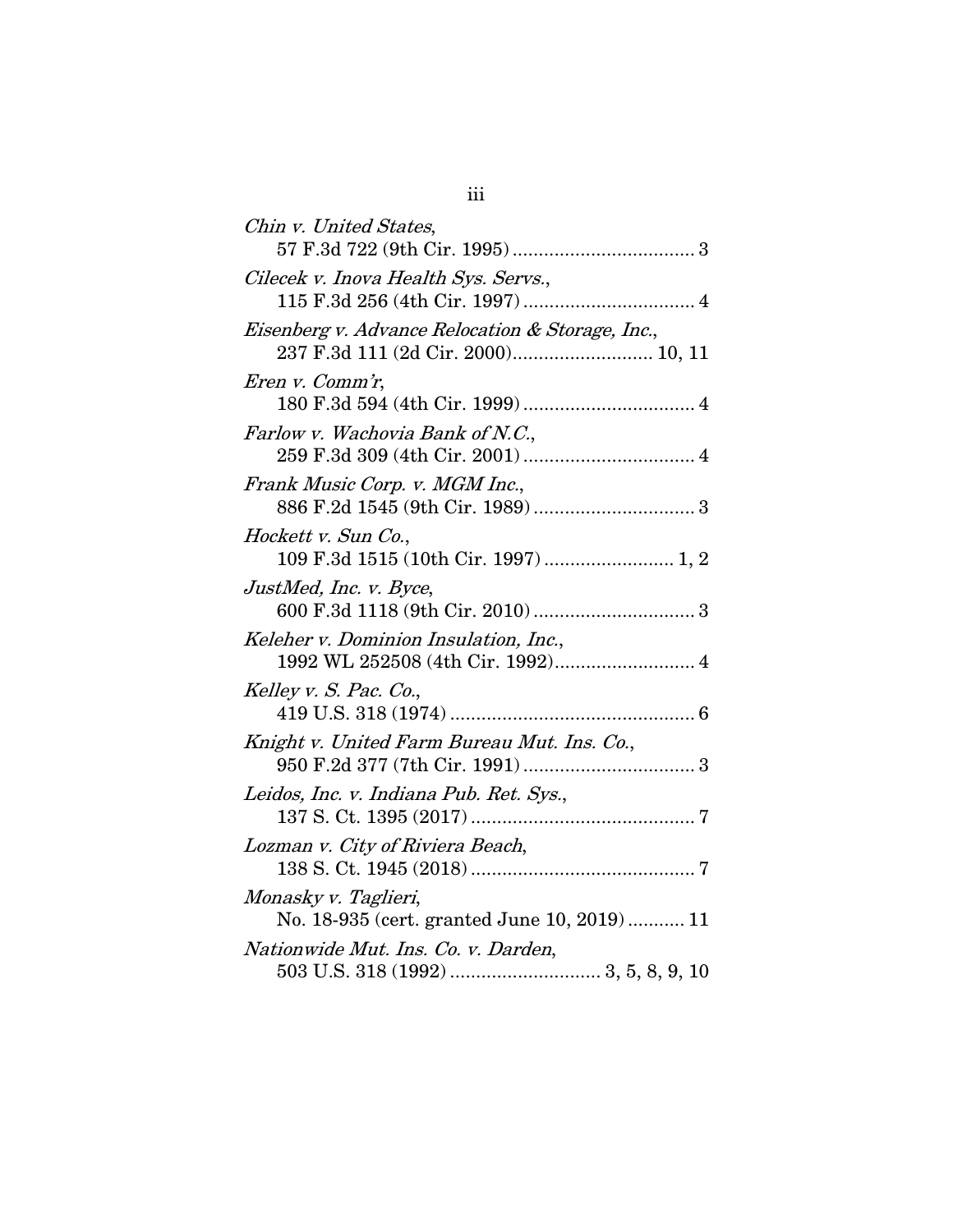*Chin v. United States*,
57 F.3d 722 (9th Cir. 1995) .................................. 3

*Cilecek v. Inova Health Sys. Servs.*,
115 F.3d 256 (4th Cir. 1997) ................................ 4

*Eisenberg v. Advance Relocation & Storage, Inc.*,
237 F.3d 111 (2d Cir. 2000)........................... 10, 11

*Eren v. Comm'r*,
180 F.3d 594 (4th Cir. 1999) ................................ 4

*Farlow v. Wachovia Bank of N.C.*,
259 F.3d 309 (4th Cir. 2001) ................................ 4

*Frank Music Corp. v. MGM Inc.*,
886 F.2d 1545 (9th Cir. 1989) .............................. 3

*Hockett v. Sun Co.*,
109 F.3d 1515 (10th Cir. 1997) ......................... 1, 2

*JustMed, Inc. v. Byce*,
600 F.3d 1118 (9th Cir. 2010) .............................. 3

*Keleher v. Dominion Insulation, Inc.*,
1992 WL 252508 (4th Cir. 1992)........................... 4

*Kelley v. S. Pac. Co.*,
419 U.S. 318 (1974) .............................................. 6

*Knight v. United Farm Bureau Mut. Ins. Co.*,
950 F.2d 377 (7th Cir. 1991) ................................ 3

*Leidos, Inc. v. Indiana Pub. Ret. Sys.*,
137 S. Ct. 1395 (2017) .......................................... 7

*Lozman v. City of Riviera Beach*,
138 S. Ct. 1945 (2018) .......................................... 7

*Monasky v. Taglieri*,
No. 18-935 (cert. granted June 10, 2019) ........... 11

*Nationwide Mut. Ins. Co. v. Darden*,
503 U.S. 318 (1992) ............................ 3, 5, 8, 9, 10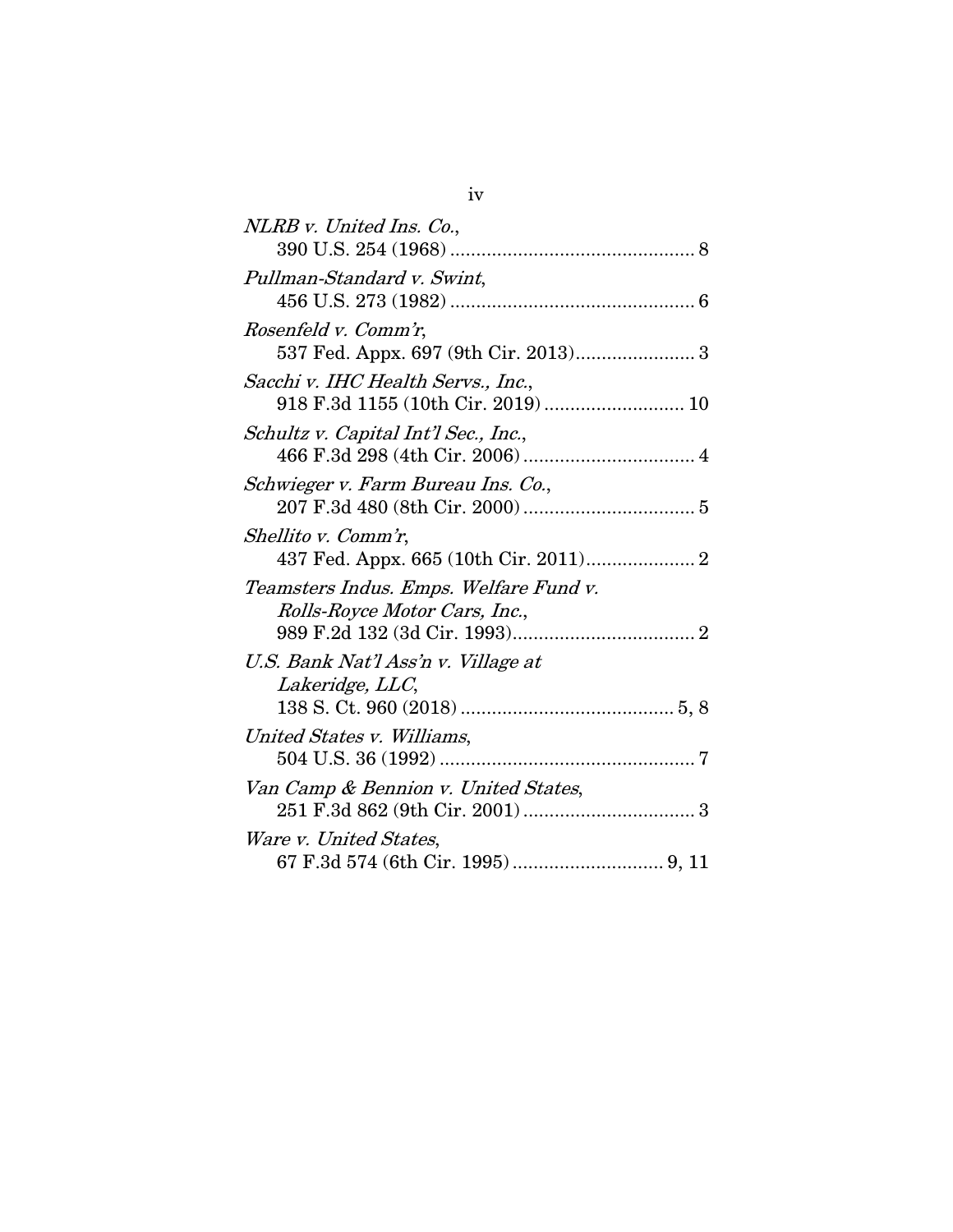*NLRB v. United Ins. Co.*,
390 U.S. 254 (1968) ............................................... 8

*Pullman-Standard v. Swint*,
456 U.S. 273 (1982) ............................................... 6

*Rosenfeld v. Comm'r*,
537 Fed. Appx. 697 (9th Cir. 2013)....................... 3

*Sacchi v. IHC Health Servs., Inc.*,
918 F.3d 1155 (10th Cir. 2019) ........................... 10

*Schultz v. Capital Int'l Sec., Inc.*,
466 F.3d 298 (4th Cir. 2006) ................................. 4

*Schwieger v. Farm Bureau Ins. Co.*,
207 F.3d 480 (8th Cir. 2000) ................................. 5

*Shellito v. Comm'r*,
437 Fed. Appx. 665 (10th Cir. 2011)..................... 2

*Teamsters Indus. Emps. Welfare Fund v. Rolls-Royce Motor Cars, Inc.*,
989 F.2d 132 (3d Cir. 1993)................................... 2

*U.S. Bank Nat'l Ass'n v. Village at Lakeridge, LLC*,
138 S. Ct. 960 (2018) ......................................... 5, 8

*United States v. Williams*,
504 U.S. 36 (1992) ................................................. 7

*Van Camp & Bennion v. United States*,
251 F.3d 862 (9th Cir. 2001) ................................. 3

*Ware v. United States*,
67 F.3d 574 (6th Cir. 1995) ............................. 9, 11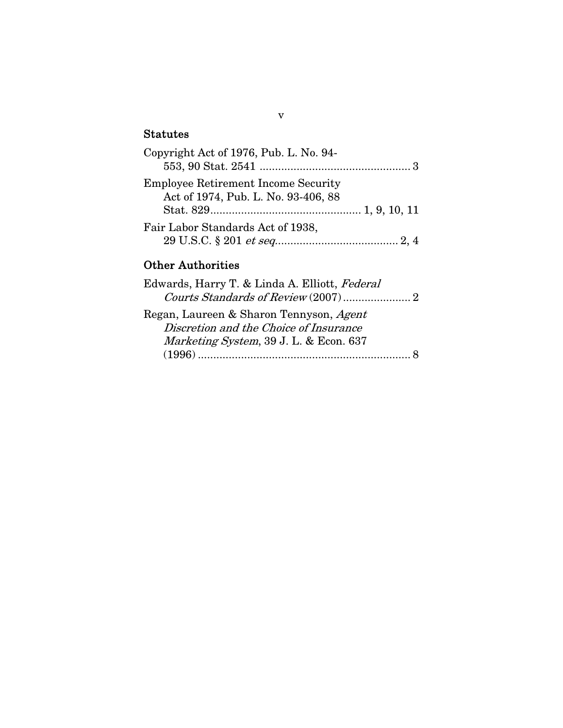### Statutes

Copyright Act of 1976, Pub. L. No. 94-553, 90 Stat. 2541 ................................................ 3

Employee Retirement Income Security Act of 1974, Pub. L. No. 93-406, 88 Stat. 829................................................ 1, 9, 10, 11

Fair Labor Standards Act of 1938, 29 U.S.C. § 201 *et seq*........................................ 2, 4

### Other Authorities

Edwards, Harry T. & Linda A. Elliott, *Federal Courts Standards of Review* (2007)...................... 2

Regan, Laureen & Sharon Tennyson, *Agent Discretion and the Choice of Insurance Marketing System*, 39 J. L. & Econ. 637 (1996)..................................................................... 8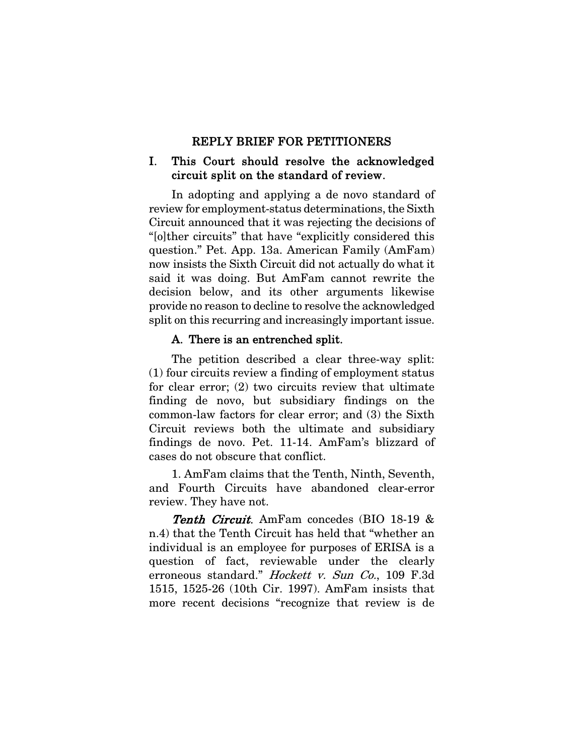# REPLY BRIEF FOR PETITIONERS

## I. This Court should resolve the acknowledged circuit split on the standard of review.

In adopting and applying a de novo standard of review for employment-status determinations, the Sixth Circuit announced that it was rejecting the decisions of "[o]ther circuits" that have "explicitly considered this question." Pet. App. 13a. American Family (AmFam) now insists the Sixth Circuit did not actually do what it said it was doing. But AmFam cannot rewrite the decision below, and its other arguments likewise provide no reason to decline to resolve the acknowledged split on this recurring and increasingly important issue.

### A. There is an entrenched split.

The petition described a clear three-way split: (1) four circuits review a finding of employment status for clear error; (2) two circuits review that ultimate finding de novo, but subsidiary findings on the common-law factors for clear error; and (3) the Sixth Circuit reviews both the ultimate and subsidiary findings de novo. Pet. 11-14. AmFam's blizzard of cases do not obscure that conflict.

1. AmFam claims that the Tenth, Ninth, Seventh, and Fourth Circuits have abandoned clear-error review. They have not.

***Tenth Circuit***. AmFam concedes (BIO 18-19 & n.4) that the Tenth Circuit has held that "whether an individual is an employee for purposes of ERISA is a question of fact, reviewable under the clearly erroneous standard." *Hockett v. Sun Co.*, 109 F.3d 1515, 1525-26 (10th Cir. 1997). AmFam insists that more recent decisions "recognize that review is de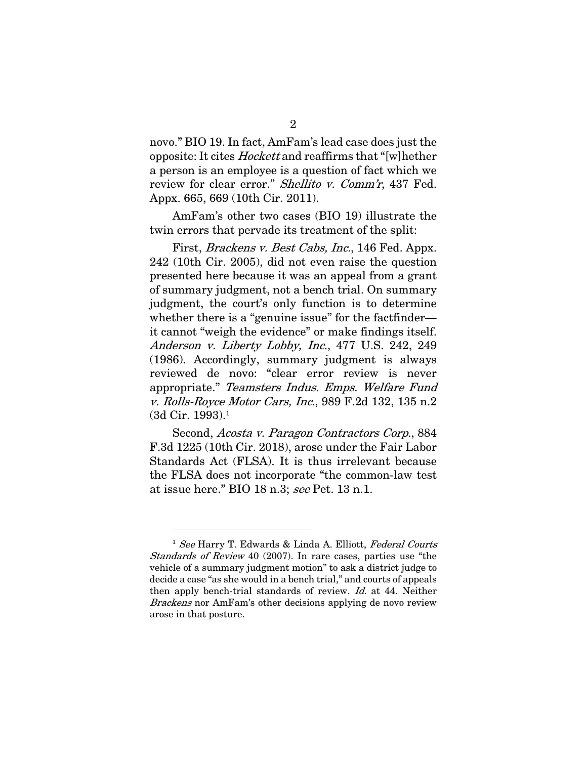novo." BIO 19. In fact, AmFam's lead case does just the opposite: It cites *Hockett* and reaffirms that "[w]hether a person is an employee is a question of fact which we review for clear error." *Shellito v. Comm'r*, 437 Fed. Appx. 665, 669 (10th Cir. 2011).

AmFam's other two cases (BIO 19) illustrate the twin errors that pervade its treatment of the split:

First, *Brackens v. Best Cabs, Inc.*, 146 Fed. Appx. 242 (10th Cir. 2005), did not even raise the question presented here because it was an appeal from a grant of summary judgment, not a bench trial. On summary judgment, the court's only function is to determine whether there is a "genuine issue" for the factfinder—it cannot "weigh the evidence" or make findings itself. *Anderson v. Liberty Lobby, Inc.*, 477 U.S. 242, 249 (1986). Accordingly, summary judgment is always reviewed de novo: "clear error review is never appropriate." *Teamsters Indus. Emps. Welfare Fund v. Rolls-Royce Motor Cars, Inc.*, 989 F.2d 132, 135 n.2 (3d Cir. 1993).[1]

Second, *Acosta v. Paragon Contractors Corp.*, 884 F.3d 1225 (10th Cir. 2018), arose under the Fair Labor Standards Act (FLSA). It is thus irrelevant because the FLSA does not incorporate "the common-law test at issue here." BIO 18 n.3; *see* Pet. 13 n.1.

---

[1] *See* Harry T. Edwards & Linda A. Elliott, *Federal Courts Standards of Review* 40 (2007). In rare cases, parties use "the vehicle of a summary judgment motion" to ask a district judge to decide a case "as she would in a bench trial," and courts of appeals then apply bench-trial standards of review. *Id.* at 44. Neither *Brackens* nor AmFam's other decisions applying de novo review arose in that posture.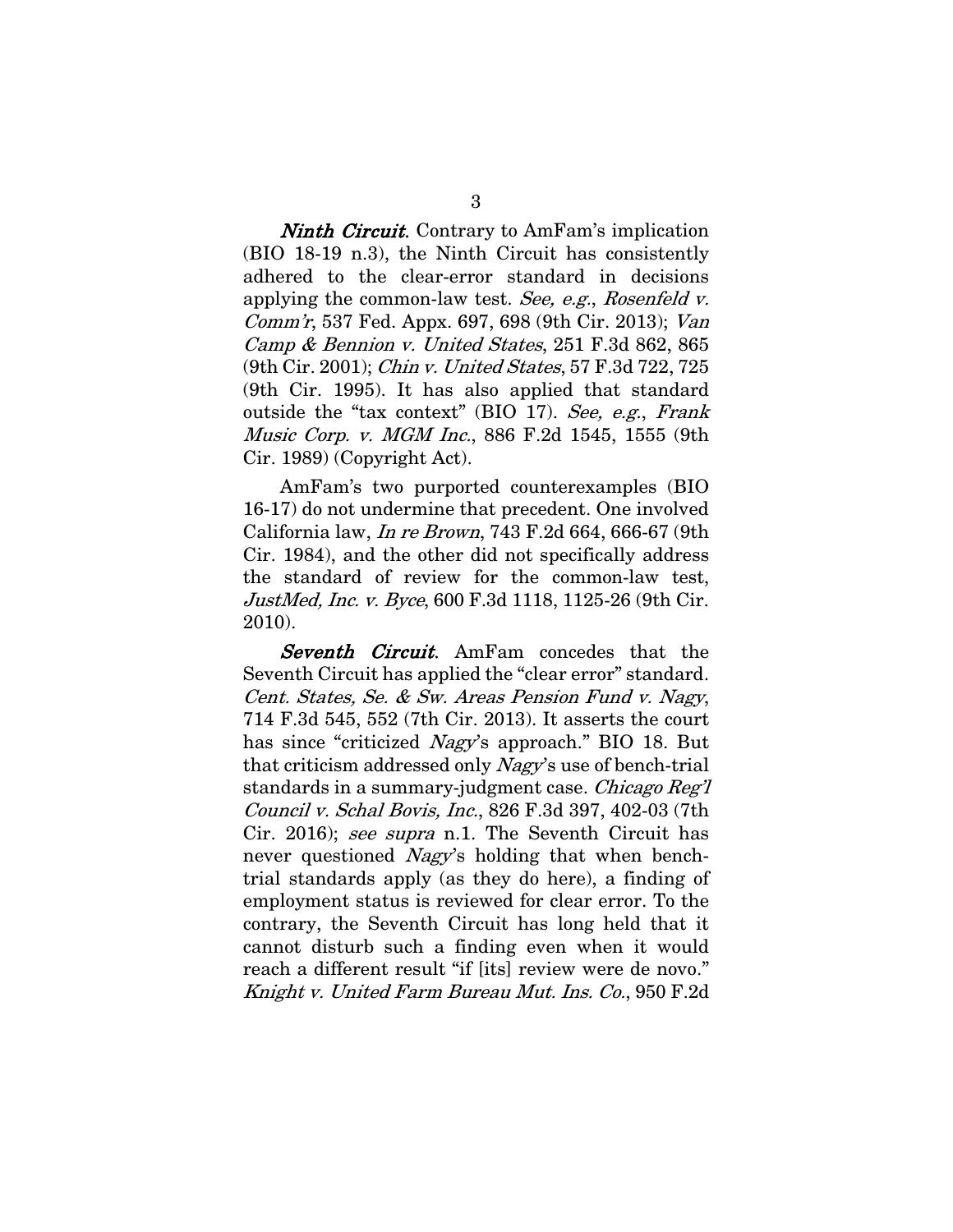***Ninth Circuit***. Contrary to AmFam's implication (BIO 18-19 n.3), the Ninth Circuit has consistently adhered to the clear-error standard in decisions applying the common-law test. *See, e.g.*, *Rosenfeld v. Comm'r*, 537 Fed. Appx. 697, 698 (9th Cir. 2013); *Van Camp & Bennion v. United States*, 251 F.3d 862, 865 (9th Cir. 2001); *Chin v. United States*, 57 F.3d 722, 725 (9th Cir. 1995). It has also applied that standard outside the "tax context" (BIO 17). *See, e.g.*, *Frank Music Corp. v. MGM Inc.*, 886 F.2d 1545, 1555 (9th Cir. 1989) (Copyright Act).

AmFam's two purported counterexamples (BIO 16-17) do not undermine that precedent. One involved California law, *In re Brown*, 743 F.2d 664, 666-67 (9th Cir. 1984), and the other did not specifically address the standard of review for the common-law test, *JustMed, Inc. v. Byce*, 600 F.3d 1118, 1125-26 (9th Cir. 2010).

***Seventh Circuit***. AmFam concedes that the Seventh Circuit has applied the "clear error" standard. *Cent. States, Se. & Sw. Areas Pension Fund v. Nagy*, 714 F.3d 545, 552 (7th Cir. 2013). It asserts the court has since "criticized *Nagy*'s approach." BIO 18. But that criticism addressed only *Nagy*'s use of bench-trial standards in a summary-judgment case. *Chicago Reg'l Council v. Schal Bovis, Inc.*, 826 F.3d 397, 402-03 (7th Cir. 2016); *see supra* n.1. The Seventh Circuit has never questioned *Nagy*'s holding that when bench-trial standards apply (as they do here), a finding of employment status is reviewed for clear error. To the contrary, the Seventh Circuit has long held that it cannot disturb such a finding even when it would reach a different result "if [its] review were de novo." *Knight v. United Farm Bureau Mut. Ins. Co.*, 950 F.2d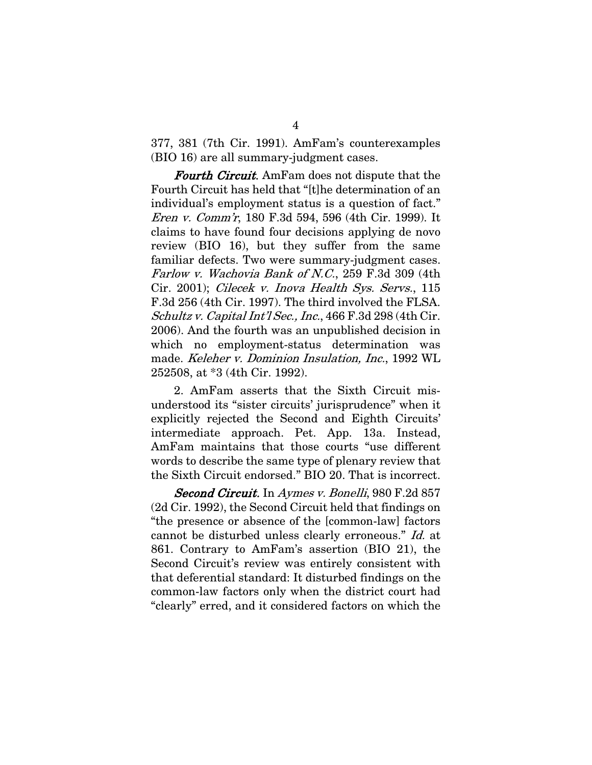377, 381 (7th Cir. 1991). AmFam's counterexamples (BIO 16) are all summary-judgment cases.

***Fourth Circuit***. AmFam does not dispute that the Fourth Circuit has held that "[t]he determination of an individual's employment status is a question of fact." *Eren v. Comm'r*, 180 F.3d 594, 596 (4th Cir. 1999). It claims to have found four decisions applying de novo review (BIO 16), but they suffer from the same familiar defects. Two were summary-judgment cases. *Farlow v. Wachovia Bank of N.C.*, 259 F.3d 309 (4th Cir. 2001); *Cilecek v. Inova Health Sys. Servs.*, 115 F.3d 256 (4th Cir. 1997). The third involved the FLSA. *Schultz v. Capital Int'l Sec., Inc.*, 466 F.3d 298 (4th Cir. 2006). And the fourth was an unpublished decision in which no employment-status determination was made. *Keleher v. Dominion Insulation, Inc.*, 1992 WL 252508, at *3 (4th Cir. 1992).

2. AmFam asserts that the Sixth Circuit misunderstood its "sister circuits' jurisprudence" when it explicitly rejected the Second and Eighth Circuits' intermediate approach. Pet. App. 13a. Instead, AmFam maintains that those courts "use different words to describe the same type of plenary review that the Sixth Circuit endorsed." BIO 20. That is incorrect.

***Second Circuit.*** In *Aymes v. Bonelli*, 980 F.2d 857 (2d Cir. 1992), the Second Circuit held that findings on "the presence or absence of the [common-law] factors cannot be disturbed unless clearly erroneous." *Id.* at 861. Contrary to AmFam's assertion (BIO 21), the Second Circuit's review was entirely consistent with that deferential standard: It disturbed findings on the common-law factors only when the district court had "clearly" erred, and it considered factors on which the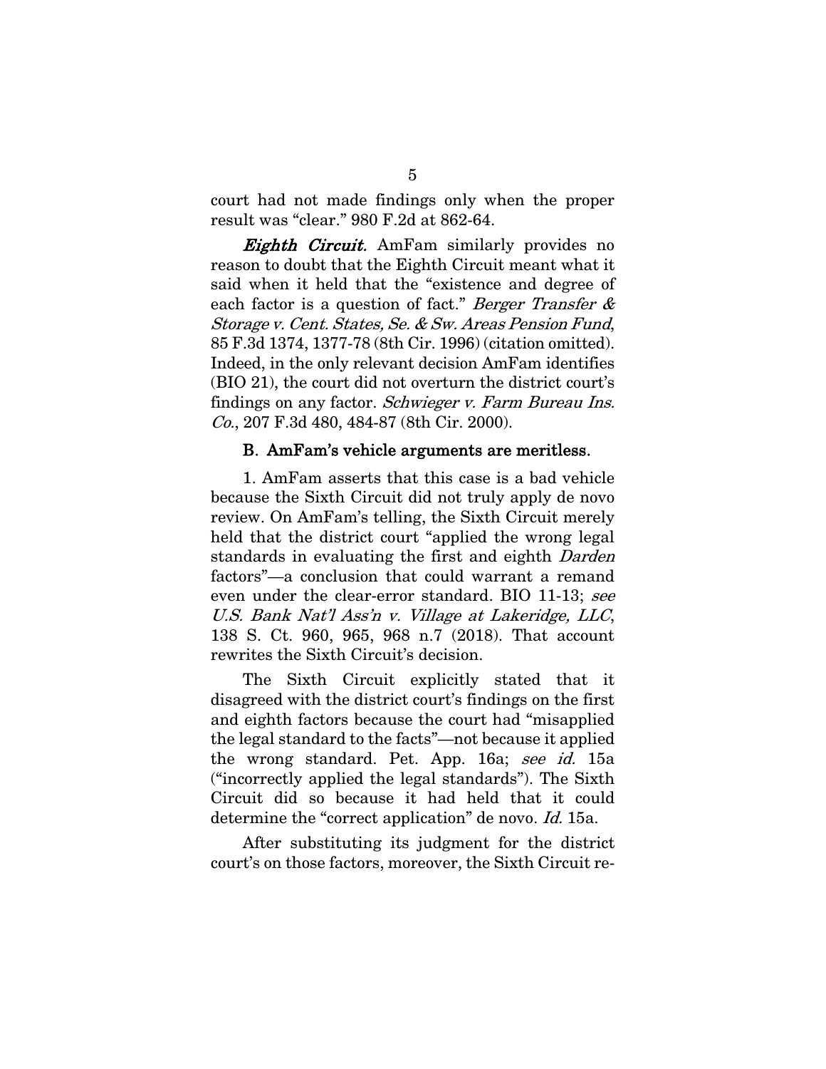court had not made findings only when the proper result was "clear." 980 F.2d at 862-64.

***Eighth Circuit.*** AmFam similarly provides no reason to doubt that the Eighth Circuit meant what it said when it held that the "existence and degree of each factor is a question of fact." *Berger Transfer & Storage v. Cent. States, Se. & Sw. Areas Pension Fund*, 85 F.3d 1374, 1377-78 (8th Cir. 1996) (citation omitted). Indeed, in the only relevant decision AmFam identifies (BIO 21), the court did not overturn the district court's findings on any factor. *Schwieger v. Farm Bureau Ins. Co.*, 207 F.3d 480, 484-87 (8th Cir. 2000).

### B. AmFam's vehicle arguments are meritless.

1. AmFam asserts that this case is a bad vehicle because the Sixth Circuit did not truly apply de novo review. On AmFam's telling, the Sixth Circuit merely held that the district court "applied the wrong legal standards in evaluating the first and eighth *Darden* factors"—a conclusion that could warrant a remand even under the clear-error standard. BIO 11-13; *see U.S. Bank Nat'l Ass'n v. Village at Lakeridge, LLC*, 138 S. Ct. 960, 965, 968 n.7 (2018). That account rewrites the Sixth Circuit's decision.

The Sixth Circuit explicitly stated that it disagreed with the district court's findings on the first and eighth factors because the court had "misapplied the legal standard to the facts"—not because it applied the wrong standard. Pet. App. 16a; *see id.* 15a ("incorrectly applied the legal standards"). The Sixth Circuit did so because it had held that it could determine the "correct application" de novo. *Id.* 15a.

After substituting its judgment for the district court's on those factors, moreover, the Sixth Circuit re-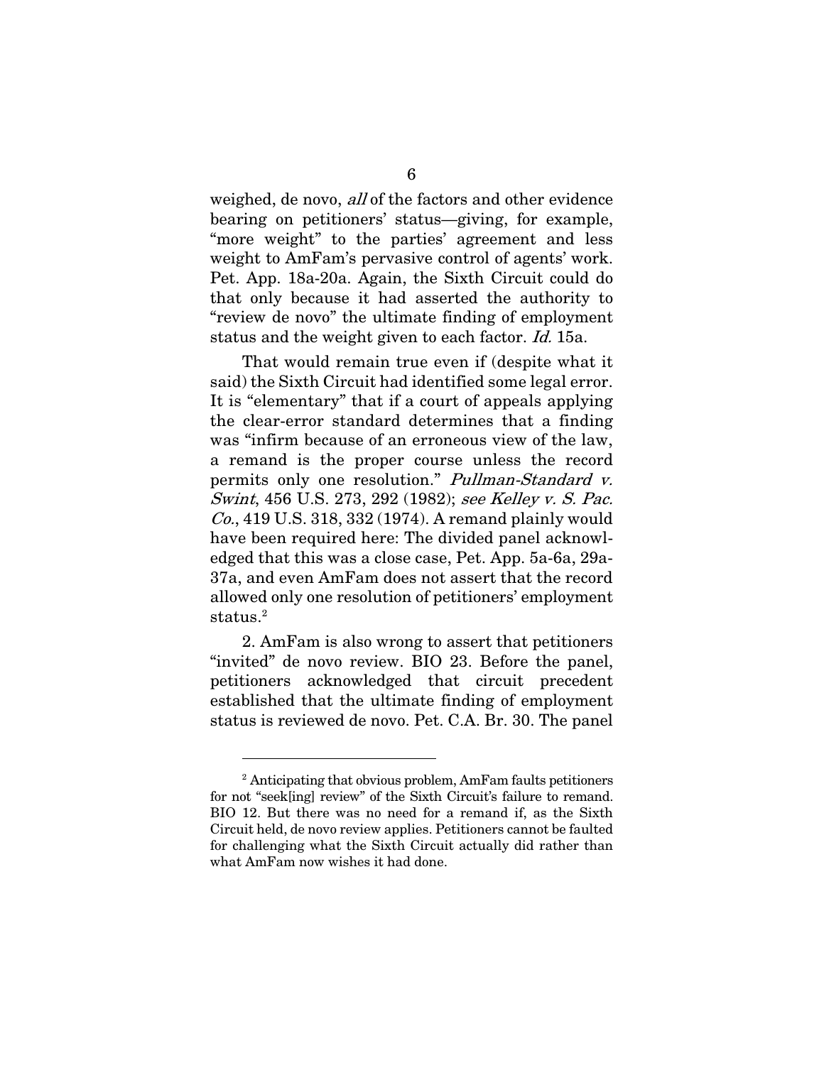weighed, de novo, *all* of the factors and other evidence bearing on petitioners' status—giving, for example, "more weight" to the parties' agreement and less weight to AmFam's pervasive control of agents' work. Pet. App. 18a-20a. Again, the Sixth Circuit could do that only because it had asserted the authority to "review de novo" the ultimate finding of employment status and the weight given to each factor. *Id.* 15a.

That would remain true even if (despite what it said) the Sixth Circuit had identified some legal error. It is "elementary" that if a court of appeals applying the clear-error standard determines that a finding was "infirm because of an erroneous view of the law, a remand is the proper course unless the record permits only one resolution." *Pullman-Standard v. Swint*, 456 U.S. 273, 292 (1982); *see Kelley v. S. Pac. Co.*, 419 U.S. 318, 332 (1974). A remand plainly would have been required here: The divided panel acknowledged that this was a close case, Pet. App. 5a-6a, 29a-37a, and even AmFam does not assert that the record allowed only one resolution of petitioners' employment status.[2]

2. AmFam is also wrong to assert that petitioners "invited" de novo review. BIO 23. Before the panel, petitioners acknowledged that circuit precedent established that the ultimate finding of employment status is reviewed de novo. Pet. C.A. Br. 30. The panel

---

[2] Anticipating that obvious problem, AmFam faults petitioners for not "seek[ing] review" of the Sixth Circuit's failure to remand. BIO 12. But there was no need for a remand if, as the Sixth Circuit held, de novo review applies. Petitioners cannot be faulted for challenging what the Sixth Circuit actually did rather than what AmFam now wishes it had done.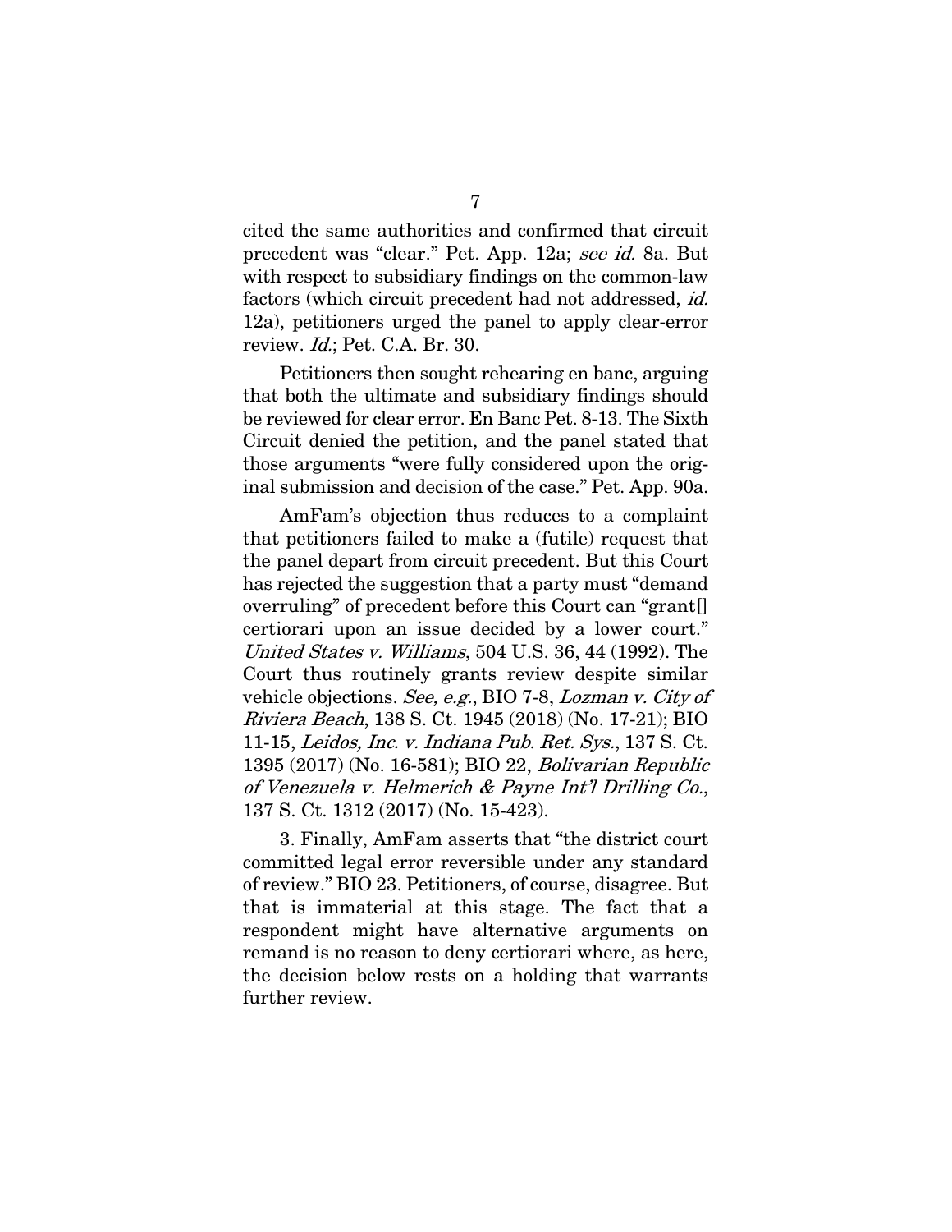cited the same authorities and confirmed that circuit precedent was "clear." Pet. App. 12a; *see id.* 8a. But with respect to subsidiary findings on the common-law factors (which circuit precedent had not addressed, *id.* 12a), petitioners urged the panel to apply clear-error review. *Id.*; Pet. C.A. Br. 30.

Petitioners then sought rehearing en banc, arguing that both the ultimate and subsidiary findings should be reviewed for clear error. En Banc Pet. 8-13. The Sixth Circuit denied the petition, and the panel stated that those arguments "were fully considered upon the original submission and decision of the case." Pet. App. 90a.

AmFam's objection thus reduces to a complaint that petitioners failed to make a (futile) request that the panel depart from circuit precedent. But this Court has rejected the suggestion that a party must "demand overruling" of precedent before this Court can "grant[] certiorari upon an issue decided by a lower court." *United States v. Williams*, 504 U.S. 36, 44 (1992). The Court thus routinely grants review despite similar vehicle objections. *See, e.g.*, BIO 7-8, *Lozman v. City of Riviera Beach*, 138 S. Ct. 1945 (2018) (No. 17-21); BIO 11-15, *Leidos, Inc. v. Indiana Pub. Ret. Sys.*, 137 S. Ct. 1395 (2017) (No. 16-581); BIO 22, *Bolivarian Republic of Venezuela v. Helmerich & Payne Int'l Drilling Co.*, 137 S. Ct. 1312 (2017) (No. 15-423).

3. Finally, AmFam asserts that "the district court committed legal error reversible under any standard of review." BIO 23. Petitioners, of course, disagree. But that is immaterial at this stage. The fact that a respondent might have alternative arguments on remand is no reason to deny certiorari where, as here, the decision below rests on a holding that warrants further review.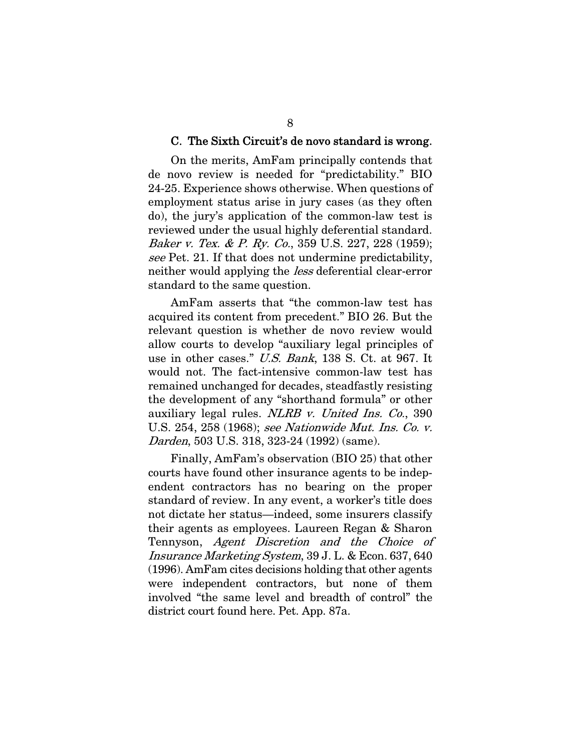### C. The Sixth Circuit's de novo standard is wrong.

On the merits, AmFam principally contends that de novo review is needed for "predictability." BIO 24-25. Experience shows otherwise. When questions of employment status arise in jury cases (as they often do), the jury's application of the common-law test is reviewed under the usual highly deferential standard. *Baker v. Tex. & P. Ry. Co.*, 359 U.S. 227, 228 (1959); *see* Pet. 21. If that does not undermine predictability, neither would applying the *less* deferential clear-error standard to the same question.

AmFam asserts that "the common-law test has acquired its content from precedent." BIO 26. But the relevant question is whether de novo review would allow courts to develop "auxiliary legal principles of use in other cases." *U.S. Bank*, 138 S. Ct. at 967. It would not. The fact-intensive common-law test has remained unchanged for decades, steadfastly resisting the development of any "shorthand formula" or other auxiliary legal rules. *NLRB v. United Ins. Co.*, 390 U.S. 254, 258 (1968); *see Nationwide Mut. Ins. Co. v. Darden*, 503 U.S. 318, 323-24 (1992) (same).

Finally, AmFam's observation (BIO 25) that other courts have found other insurance agents to be independent contractors has no bearing on the proper standard of review. In any event, a worker's title does not dictate her status—indeed, some insurers classify their agents as employees. Laureen Regan & Sharon Tennyson, *Agent Discretion and the Choice of Insurance Marketing System*, 39 J. L. & Econ. 637, 640 (1996). AmFam cites decisions holding that other agents were independent contractors, but none of them involved "the same level and breadth of control" the district court found here. Pet. App. 87a.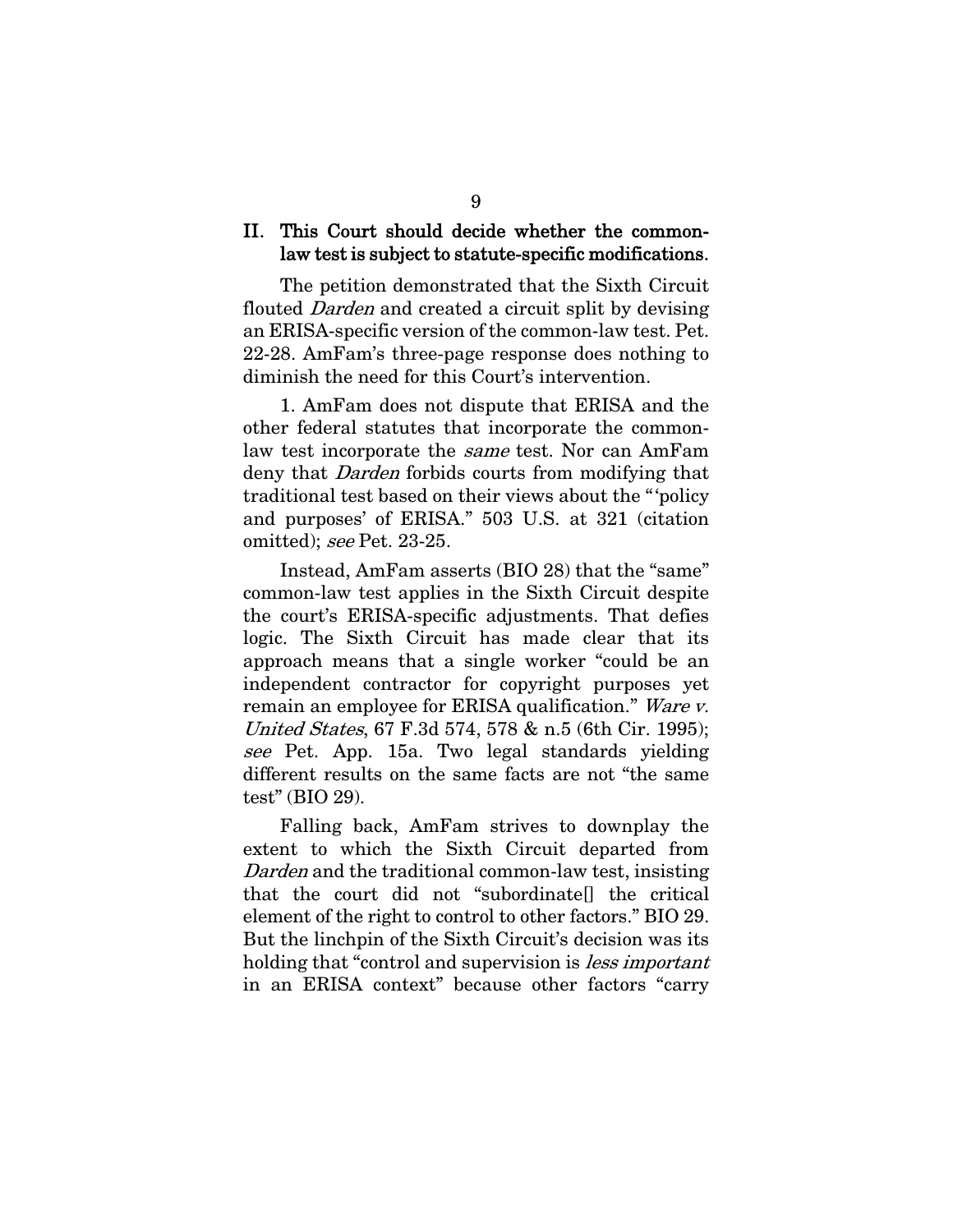## II. This Court should decide whether the common-law test is subject to statute-specific modifications.

The petition demonstrated that the Sixth Circuit flouted *Darden* and created a circuit split by devising an ERISA-specific version of the common-law test. Pet. 22-28. AmFam's three-page response does nothing to diminish the need for this Court's intervention.

1. AmFam does not dispute that ERISA and the other federal statutes that incorporate the common-law test incorporate the *same* test. Nor can AmFam deny that *Darden* forbids courts from modifying that traditional test based on their views about the "'policy and purposes' of ERISA." 503 U.S. at 321 (citation omitted); *see* Pet. 23-25.

Instead, AmFam asserts (BIO 28) that the "same" common-law test applies in the Sixth Circuit despite the court's ERISA-specific adjustments. That defies logic. The Sixth Circuit has made clear that its approach means that a single worker "could be an independent contractor for copyright purposes yet remain an employee for ERISA qualification." *Ware v. United States*, 67 F.3d 574, 578 & n.5 (6th Cir. 1995); *see* Pet. App. 15a. Two legal standards yielding different results on the same facts are not "the same test" (BIO 29).

Falling back, AmFam strives to downplay the extent to which the Sixth Circuit departed from *Darden* and the traditional common-law test, insisting that the court did not "subordinate[] the critical element of the right to control to other factors." BIO 29. But the linchpin of the Sixth Circuit's decision was its holding that "control and supervision is *less important* in an ERISA context" because other factors "carry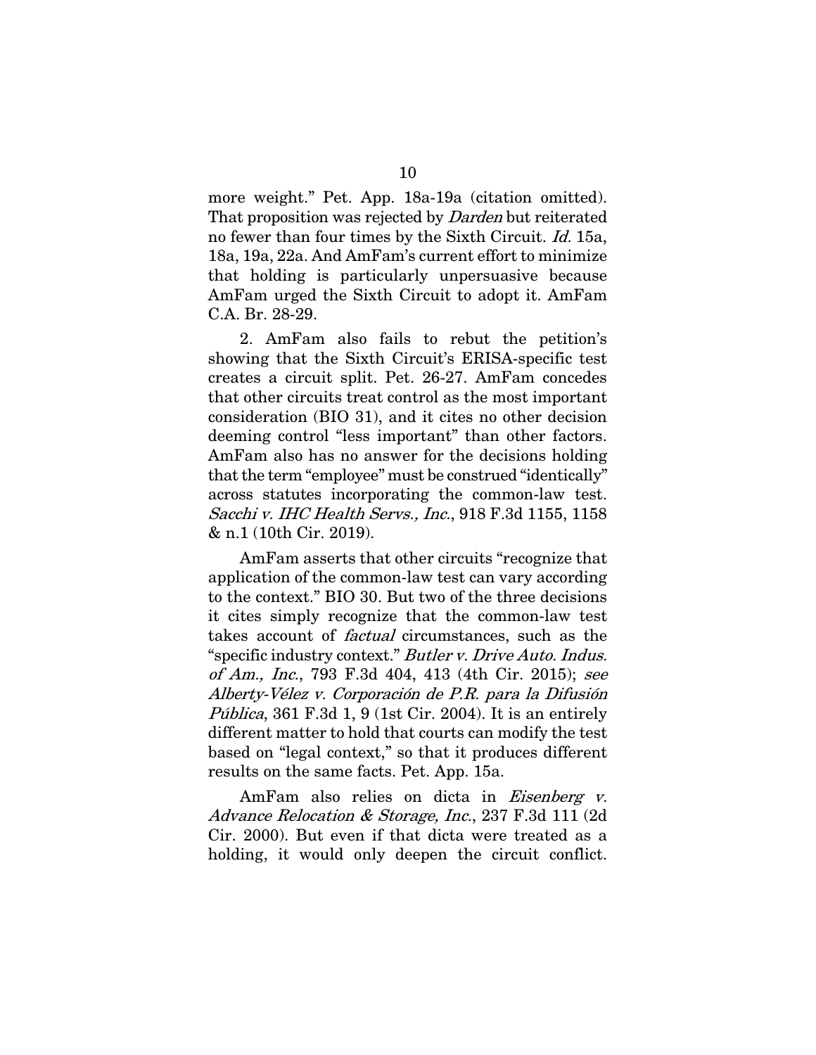more weight." Pet. App. 18a-19a (citation omitted). That proposition was rejected by *Darden* but reiterated no fewer than four times by the Sixth Circuit. *Id.* 15a, 18a, 19a, 22a. And AmFam's current effort to minimize that holding is particularly unpersuasive because AmFam urged the Sixth Circuit to adopt it. AmFam C.A. Br. 28-29.

2. AmFam also fails to rebut the petition's showing that the Sixth Circuit's ERISA-specific test creates a circuit split. Pet. 26-27. AmFam concedes that other circuits treat control as the most important consideration (BIO 31), and it cites no other decision deeming control "less important" than other factors. AmFam also has no answer for the decisions holding that the term "employee" must be construed "identically" across statutes incorporating the common-law test. *Sacchi v. IHC Health Servs., Inc.*, 918 F.3d 1155, 1158 & n.1 (10th Cir. 2019).

AmFam asserts that other circuits "recognize that application of the common-law test can vary according to the context." BIO 30. But two of the three decisions it cites simply recognize that the common-law test takes account of *factual* circumstances, such as the "specific industry context." *Butler v. Drive Auto. Indus. of Am., Inc.*, 793 F.3d 404, 413 (4th Cir. 2015); *see Alberty-Vélez v. Corporación de P.R. para la Difusión Pública*, 361 F.3d 1, 9 (1st Cir. 2004). It is an entirely different matter to hold that courts can modify the test based on "legal context," so that it produces different results on the same facts. Pet. App. 15a.

AmFam also relies on dicta in *Eisenberg v. Advance Relocation & Storage, Inc.*, 237 F.3d 111 (2d Cir. 2000). But even if that dicta were treated as a holding, it would only deepen the circuit conflict.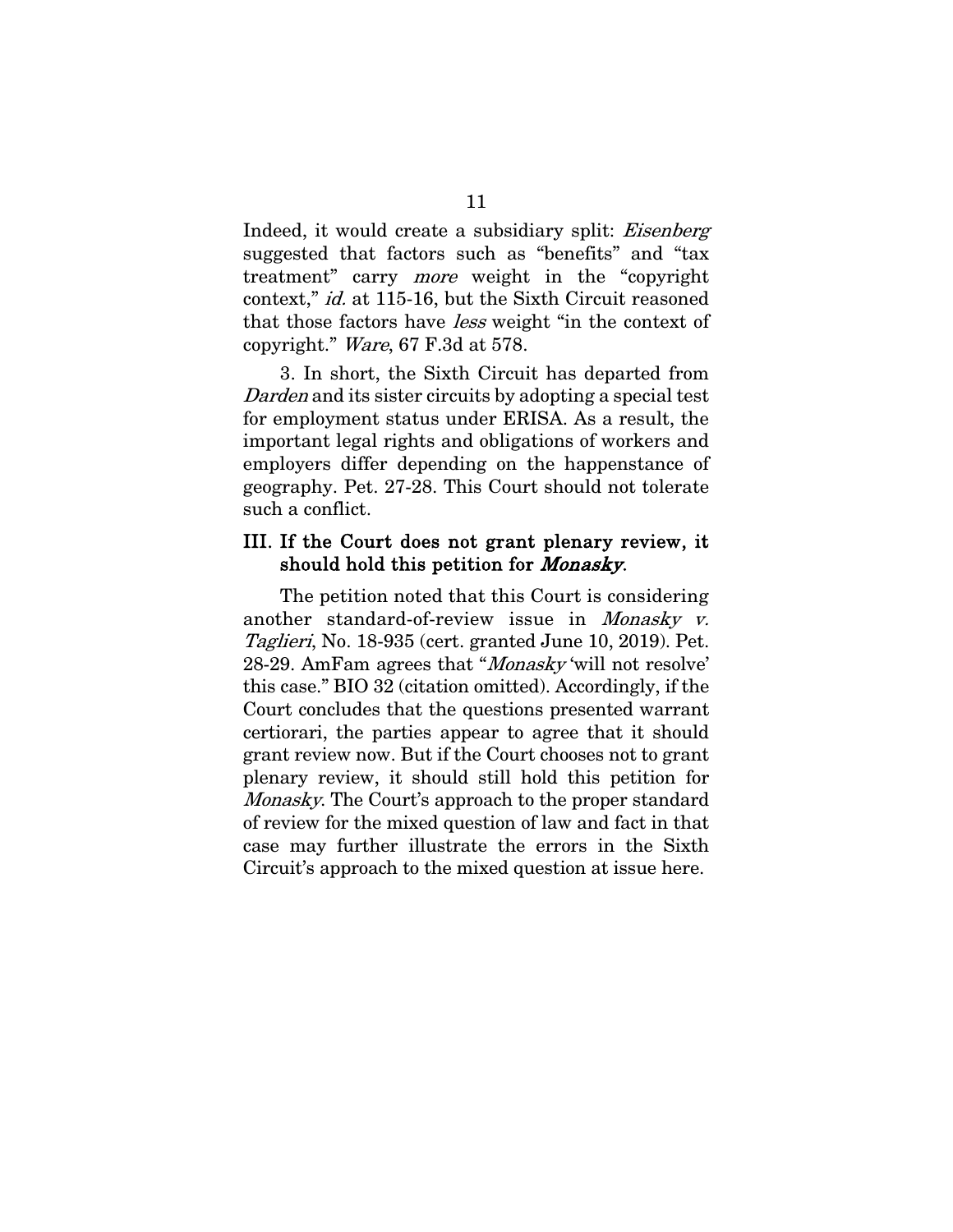Indeed, it would create a subsidiary split: *Eisenberg* suggested that factors such as "benefits" and "tax treatment" carry *more* weight in the "copyright context," *id.* at 115-16, but the Sixth Circuit reasoned that those factors have *less* weight "in the context of copyright." *Ware*, 67 F.3d at 578.

3. In short, the Sixth Circuit has departed from *Darden* and its sister circuits by adopting a special test for employment status under ERISA. As a result, the important legal rights and obligations of workers and employers differ depending on the happenstance of geography. Pet. 27-28. This Court should not tolerate such a conflict.

## III. If the Court does not grant plenary review, it should hold this petition for *Monasky*.

The petition noted that this Court is considering another standard-of-review issue in *Monasky v. Taglieri*, No. 18-935 (cert. granted June 10, 2019). Pet. 28-29. AmFam agrees that "*Monasky* 'will not resolve' this case." BIO 32 (citation omitted). Accordingly, if the Court concludes that the questions presented warrant certiorari, the parties appear to agree that it should grant review now. But if the Court chooses not to grant plenary review, it should still hold this petition for *Monasky*. The Court's approach to the proper standard of review for the mixed question of law and fact in that case may further illustrate the errors in the Sixth Circuit's approach to the mixed question at issue here.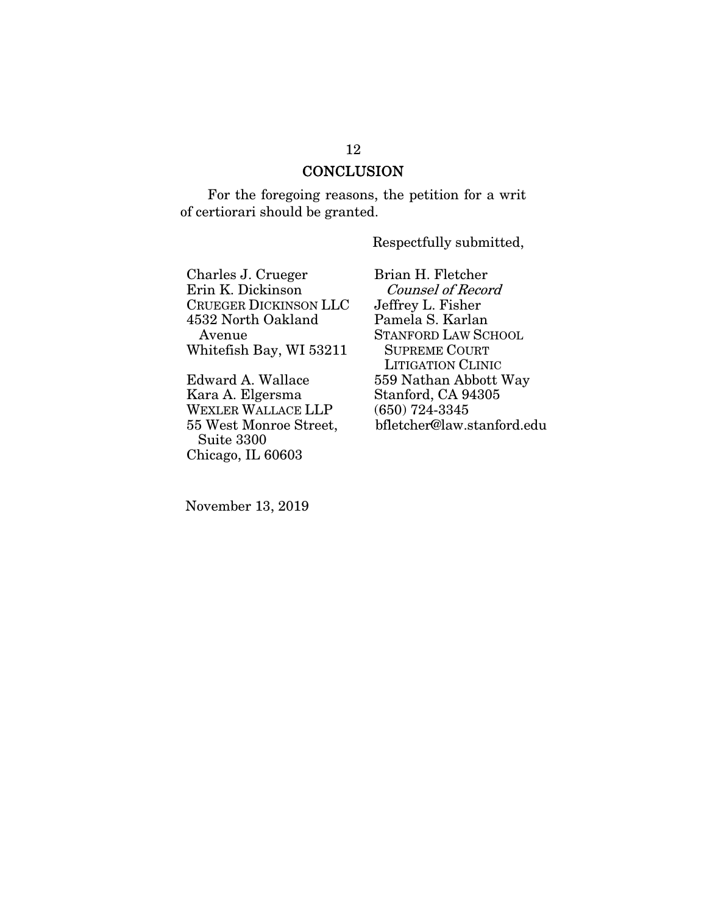## CONCLUSION

For the foregoing reasons, the petition for a writ of certiorari should be granted.

Respectfully submitted,

Brian H. Fletcher
*Counsel of Record*
Jeffrey L. Fisher
Pamela S. Karlan
STANFORD LAW SCHOOL
SUPREME COURT
LITIGATION CLINIC
559 Nathan Abbott Way
Stanford, CA 94305
(650) 724-3345
bfletcher@law.stanford.edu

Charles J. Crueger
Erin K. Dickinson
CRUEGER DICKINSON LLC
4532 North Oakland Avenue
Whitefish Bay, WI 53211

Edward A. Wallace
Kara A. Elgersma
WEXLER WALLACE LLP
55 West Monroe Street, Suite 3300
Chicago, IL 60603

November 13, 2019